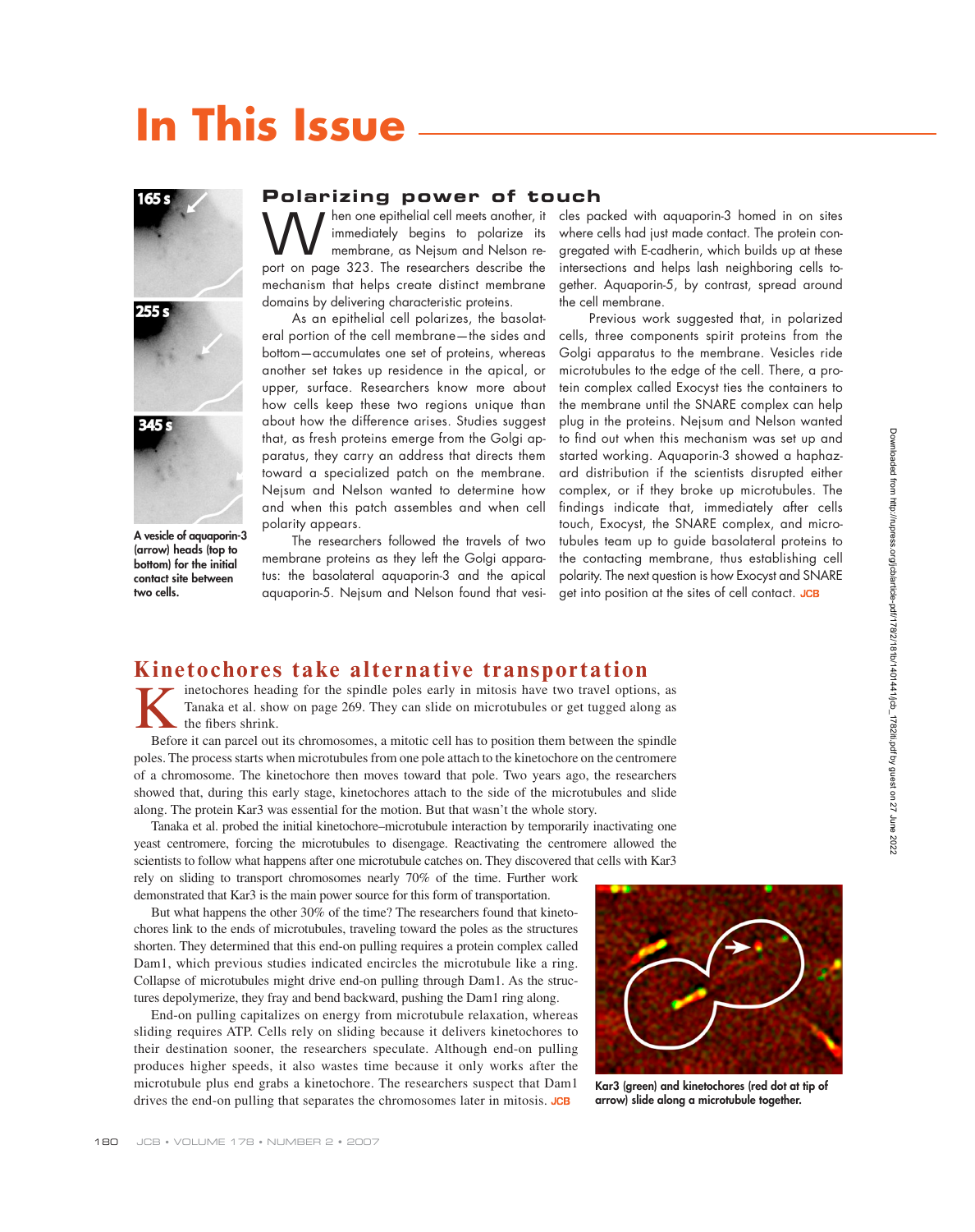# In This Issue

A vesicle of aquaporin-3 (arrow) heads (top to bottom) for the initial contact site between two cells.

## Polarizing power of touch

When one epithelial cell meets another, it immediately begins to polarize its membrane, as Nejsum and Nelson report on page 323. The researchers describe the mechanism that helps create distinct membrane domains by delivering characteristic proteins.

As an epithelial cell polarizes, the basolateral portion of the cell membrane—the sides and bottom—accumulates one set of proteins, whereas another set takes up residence in the apical, or upper, surface. Researchers know more about how cells keep these two regions unique than about how the difference arises. Studies suggest that, as fresh proteins emerge from the Golgi apparatus, they carry an address that directs them toward a specialized patch on the membrane. Nejsum and Nelson wanted to determine how and when this patch assembles and when cell polarity appears.

The researchers followed the travels of two membrane proteins as they left the Golgi apparatus: the basolateral aquaporin-3 and the apical aquaporin-5. Nejsum and Nelson found that vesicles packed with aquaporin-3 homed in on sites where cells had just made contact. The protein congregated with E-cadherin, which builds up at these intersections and helps lash neighboring cells together. Aquaporin-5, by contrast, spread around the cell membrane.

Previous work suggested that, in polarized cells, three components spirit proteins from the Golgi apparatus to the membrane. Vesicles ride microtubules to the edge of the cell. There, a protein complex called Exocyst ties the containers to the membrane until the SNARE complex can help plug in the proteins. Nejsum and Nelson wanted to find out when this mechanism was set up and started working. Aquaporin-3 showed a haphazard distribution if the scientists disrupted either complex, or if they broke up microtubules. The findings indicate that, immediately after cells touch, Exocyst, the SNARE complex, and microtubules team up to guide basolateral proteins to the contacting membrane, thus establishing cell polarity. The next question is how Exocyst and SNARE get into position at the sites of cell contact. JCB

## Kinetochores take alternative transportation

Kinetochores heading for the spindle poles early in mitosis have two travel options, as Tanaka et al. show on page 269. They can slide on microtubules or get tugged along as the fibers shrink.

Before it can parcel out its chromosomes, a mitotic cell has to position them between the spindle poles. The process starts when microtubules from one pole attach to the kinetochore on the centromere of a chromosome. The kinetochore then moves toward that pole. Two years ago, the researchers showed that, during this early stage, kinetochores attach to the side of the microtubules and slide along. The protein Kar3 was essential for the motion. But that wasn't the whole story.

Tanaka et al. probed the initial kinetochore–microtubule interaction by temporarily inactivating one yeast centromere, forcing the microtubules to disengage. Reactivating the centromere allowed the scientists to follow what happens after one microtubule catches on. They discovered that cells with Kar3 rely on sliding to transport chromosomes nearly 70% of the time. Further work demonstrated that Kar3 is the main power source for this form of transportation.

But what happens the other 30% of the time? The researchers found that kinetochores link to the ends of microtubules, traveling toward the poles as the structures shorten. They determined that this end-on pulling requires a protein complex called Dam1, which previous studies indicated encircles the microtubule like a ring. Collapse of microtubules might drive end-on pulling through Dam1. As the structures depolymerize, they fray and bend backward, pushing the Dam1 ring along.

End-on pulling capitalizes on energy from microtubule relaxation, whereas sliding requires ATP. Cells rely on sliding because it delivers kinetochores to their destination sooner, the researchers speculate. Although end-on pulling produces higher speeds, it also wastes time because it only works after the microtubule plus end grabs a kinetochore. The researchers suspect that Dam1 drives the end-on pulling that separates the chromosomes later in mitosis. JCB

Kar3 (green) and kinetochores (red dot at tip of arrow) slide along a microtubule together.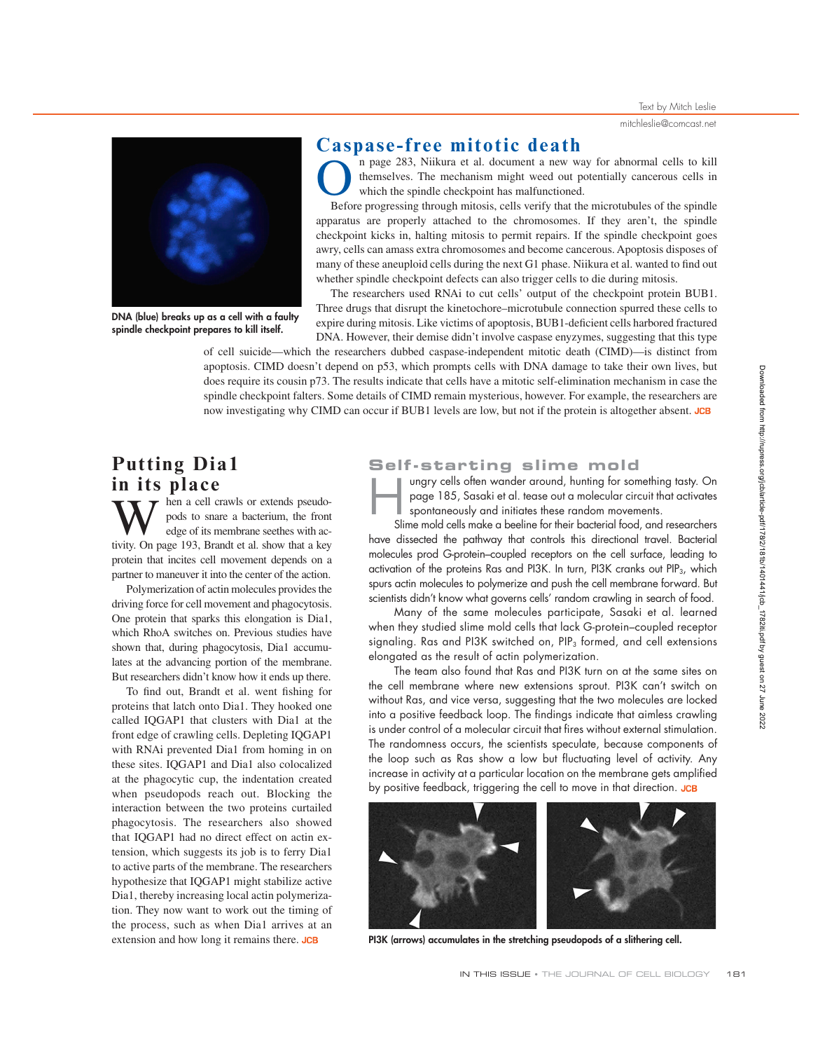Text by Mitch Leslie
mitchleslie@comcast.net

## Caspase-free mitotic death

DNA (blue) breaks up as a cell with a faulty spindle checkpoint prepares to kill itself.

On page 283, Niikura et al. document a new way for abnormal cells to kill themselves. The mechanism might weed out potentially cancerous cells in which the spindle checkpoint has malfunctioned.

Before progressing through mitosis, cells verify that the microtubules of the spindle apparatus are properly attached to the chromosomes. If they aren't, the spindle checkpoint kicks in, halting mitosis to permit repairs. If the spindle checkpoint goes awry, cells can amass extra chromosomes and become cancerous. Apoptosis disposes of many of these aneuploid cells during the next G1 phase. Niikura et al. wanted to find out whether spindle checkpoint defects can also trigger cells to die during mitosis.

The researchers used RNAi to cut cells' output of the checkpoint protein BUB1. Three drugs that disrupt the kinetochore–microtubule connection spurred these cells to expire during mitosis. Like victims of apoptosis, BUB1-deficient cells harbored fractured DNA. However, their demise didn't involve caspase enyzymes, suggesting that this type of cell suicide—which the researchers dubbed caspase-independent mitotic death (CIMD)—is distinct from apoptosis. CIMD doesn't depend on p53, which prompts cells with DNA damage to take their own lives, but does require its cousin p73. The results indicate that cells have a mitotic self-elimination mechanism in case the spindle checkpoint falters. Some details of CIMD remain mysterious, however. For example, the researchers are now investigating why CIMD can occur if BUB1 levels are low, but not if the protein is altogether absent. JCB

## Putting Dia1 in its place

When a cell crawls or extends pseudopods to snare a bacterium, the front edge of its membrane seethes with activity. On page 193, Brandt et al. show that a key protein that incites cell movement depends on a partner to maneuver it into the center of the action.

Polymerization of actin molecules provides the driving force for cell movement and phagocytosis. One protein that sparks this elongation is Dia1, which RhoA switches on. Previous studies have shown that, during phagocytosis, Dia1 accumulates at the advancing portion of the membrane. But researchers didn't know how it ends up there.

To find out, Brandt et al. went fishing for proteins that latch onto Dia1. They hooked one called IQGAP1 that clusters with Dia1 at the front edge of crawling cells. Depleting IQGAP1 with RNAi prevented Dia1 from homing in on these sites. IQGAP1 and Dia1 also colocalized at the phagocytic cup, the indentation created when pseudopods reach out. Blocking the interaction between the two proteins curtailed phagocytosis. The researchers also showed that IQGAP1 had no direct effect on actin extension, which suggests its job is to ferry Dia1 to active parts of the membrane. The researchers hypothesize that IQGAP1 might stabilize active Dia1, thereby increasing local actin polymerization. They now want to work out the timing of the process, such as when Dia1 arrives at an extension and how long it remains there. JCB

## Self-starting slime mold

Hungry cells often wander around, hunting for something tasty. On page 185, Sasaki et al. tease out a molecular circuit that activates spontaneously and initiates these random movements.

Slime mold cells make a beeline for their bacterial food, and researchers have dissected the pathway that controls this directional travel. Bacterial molecules prod G-protein–coupled receptors on the cell surface, leading to activation of the proteins Ras and PI3K. In turn, PI3K cranks out $PIP_3$, which spurs actin molecules to polymerize and push the cell membrane forward. But scientists didn't know what governs cells' random crawling in search of food.

Many of the same molecules participate, Sasaki et al. learned when they studied slime mold cells that lack G-protein–coupled receptor signaling. Ras and PI3K switched on, $PIP_3$ formed, and cell extensions elongated as the result of actin polymerization.

The team also found that Ras and PI3K turn on at the same sites on the cell membrane where new extensions sprout. PI3K can't switch on without Ras, and vice versa, suggesting that the two molecules are locked into a positive feedback loop. The findings indicate that aimless crawling is under control of a molecular circuit that fires without external stimulation. The randomness occurs, the scientists speculate, because components of the loop such as Ras show a low but fluctuating level of activity. Any increase in activity at a particular location on the membrane gets amplified by positive feedback, triggering the cell to move in that direction. JCB

PI3K (arrows) accumulates in the stretching pseudopods of a slithering cell.